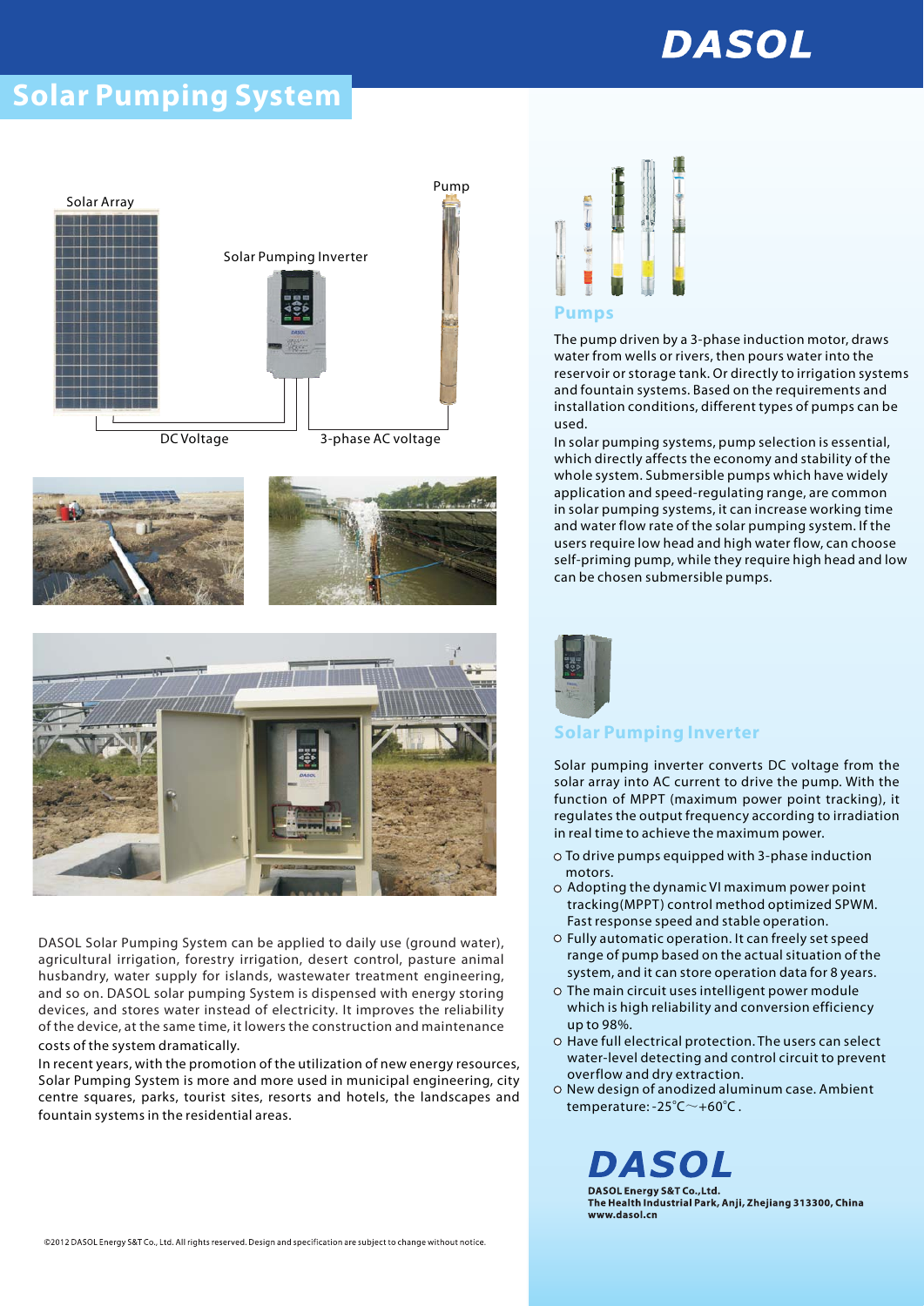# DASOL

## Solar Pumping System

Solar Array

Solar Pumping Inverter

Pump

DC Voltage

3-phase AC voltage

DASOL Solar Pumping System can be applied to daily use (ground water), agricultural irrigation, forestry irrigation, desert control, pasture animal husbandry, water supply for islands, wastewater treatment engineering, and so on. DASOL solar pumping System is dispensed with energy storing devices, and stores water instead of electricity. It improves the reliability of the device, at the same time, it lowers the construction and maintenance costs of the system dramatically.

In recent years, with the promotion of the utilization of new energy resources, Solar Pumping System is more and more used in municipal engineering, city centre squares, parks, tourist sites, resorts and hotels, the landscapes and fountain systems in the residential areas.

### Pumps

The pump driven by a 3-phase induction motor, draws water from wells or rivers, then pours water into the reservoir or storage tank. Or directly to irrigation systems and fountain systems. Based on the requirements and installation conditions, different types of pumps can be used.

In solar pumping systems, pump selection is essential, which directly affects the economy and stability of the whole system. Submersible pumps which have widely application and speed-regulating range, are common in solar pumping systems, it can increase working time and water flow rate of the solar pumping system. If the users require low head and high water flow, can choose self-priming pump, while they require high head and low can be chosen submersible pumps.

### Solar Pumping Inverter

Solar pumping inverter converts DC voltage from the solar array into AC current to drive the pump. With the function of MPPT (maximum power point tracking), it regulates the output frequency according to irradiation in real time to achieve the maximum power.

- To drive pumps equipped with 3-phase induction motors.
- Adopting the dynamic VI maximum power point tracking(MPPT) control method optimized SPWM. Fast response speed and stable operation.
- Fully automatic operation. It can freely set speed range of pump based on the actual situation of the system, and it can store operation data for 8 years.
- The main circuit uses intelligent power module which is high reliability and conversion efficiency up to 98%.
- Have full electrical protection. The users can select water-level detecting and control circuit to prevent overflow and dry extraction.
- New design of anodized aluminum case. Ambient temperature: -25℃～+60℃.

**DASOL**

**DASOL Energy S&T Co.,Ltd.**
**The Health Industrial Park, Anji, Zhejiang 313300, China**
**www.dasol.cn**

©2012 DASOL Energy S&T Co., Ltd. All rights reserved. Design and specification are subject to change without notice.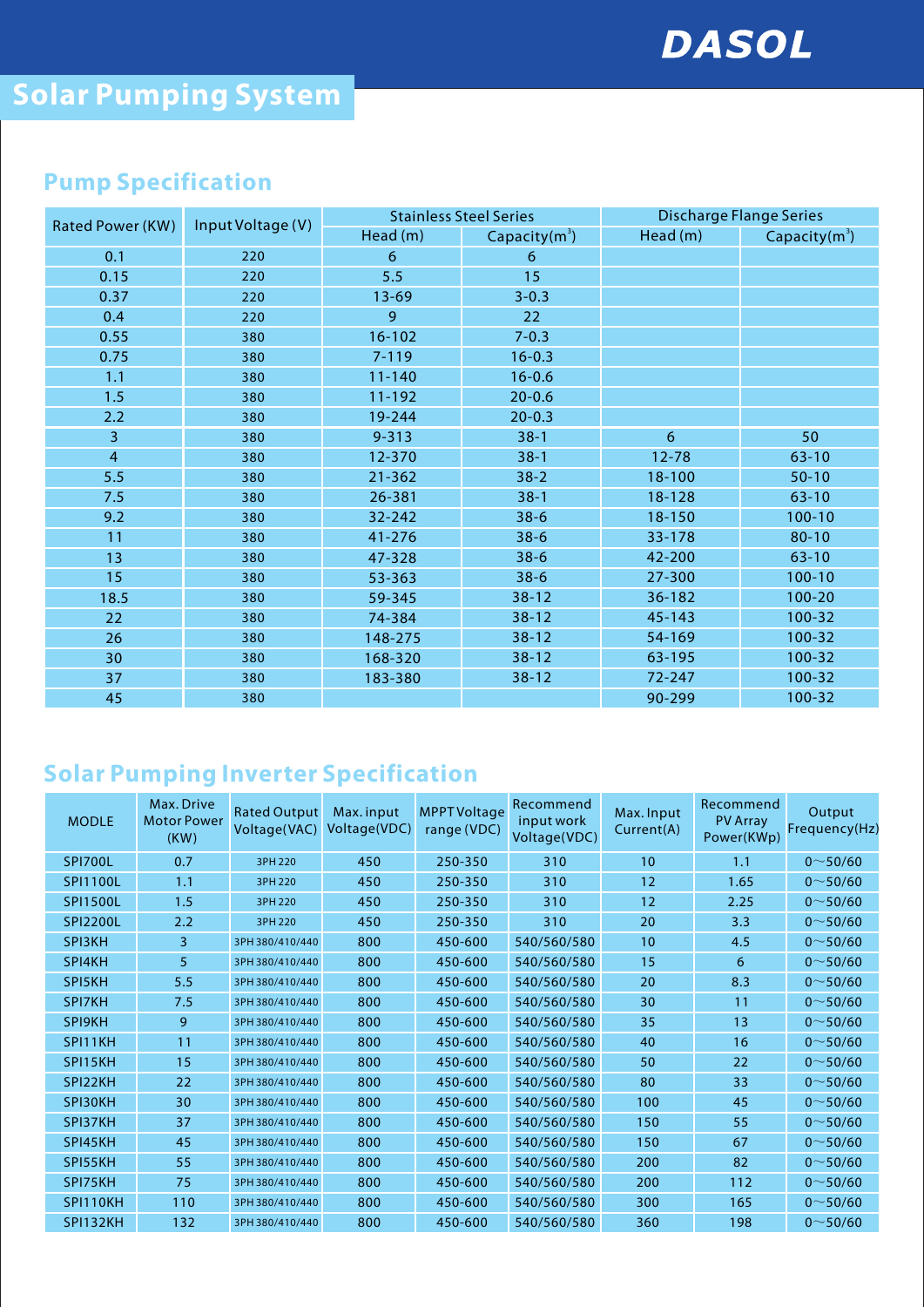DASOL

# Solar Pumping System

## Pump Specification

| Rated Power (KW) | Input Voltage (V) | Stainless Steel Series | | Discharge Flange Series | |
|---|---|---|---|---|---|
| | | Head (m) | Capacity($m^3$) | Head (m) | Capacity($m^3$) |
| 0.1 | 220 | 6 | 6 | | |
| 0.15 | 220 | 5.5 | 15 | | |
| 0.37 | 220 | 13-69 | 3-0.3 | | |
| 0.4 | 220 | 9 | 22 | | |
| 0.55 | 380 | 16-102 | 7-0.3 | | |
| 0.75 | 380 | 7-119 | 16-0.3 | | |
| 1.1 | 380 | 11-140 | 16-0.6 | | |
| 1.5 | 380 | 11-192 | 20-0.6 | | |
| 2.2 | 380 | 19-244 | 20-0.3 | | |
| 3 | 380 | 9-313 | 38-1 | 6 | 50 |
| 4 | 380 | 12-370 | 38-1 | 12-78 | 63-10 |
| 5.5 | 380 | 21-362 | 38-2 | 18-100 | 50-10 |
| 7.5 | 380 | 26-381 | 38-1 | 18-128 | 63-10 |
| 9.2 | 380 | 32-242 | 38-6 | 18-150 | 100-10 |
| 11 | 380 | 41-276 | 38-6 | 33-178 | 80-10 |
| 13 | 380 | 47-328 | 38-6 | 42-200 | 63-10 |
| 15 | 380 | 53-363 | 38-6 | 27-300 | 100-10 |
| 18.5 | 380 | 59-345 | 38-12 | 36-182 | 100-20 |
| 22 | 380 | 74-384 | 38-12 | 45-143 | 100-32 |
| 26 | 380 | 148-275 | 38-12 | 54-169 | 100-32 |
| 30 | 380 | 168-320 | 38-12 | 63-195 | 100-32 |
| 37 | 380 | 183-380 | 38-12 | 72-247 | 100-32 |
| 45 | 380 | | | 90-299 | 100-32 |

## Solar Pumping Inverter Specification

| MODLE | Max. Drive Motor Power (KW) | Rated Output Voltage(VAC) | Max. input Voltage(VDC) | MPPT Voltage range (VDC) | Recommend input work Voltage(VDC) | Max. Input Current(A) | Recommend PV Array Power(KWp) | Output Frequency(Hz) |
|---|---|---|---|---|---|---|---|---|
| SPI700L | 0.7 | 3PH 220 | 450 | 250-350 | 310 | 10 | 1.1 | 0～50/60 |
| SPI1100L | 1.1 | 3PH 220 | 450 | 250-350 | 310 | 12 | 1.65 | 0～50/60 |
| SPI1500L | 1.5 | 3PH 220 | 450 | 250-350 | 310 | 12 | 2.25 | 0～50/60 |
| SPI2200L | 2.2 | 3PH 220 | 450 | 250-350 | 310 | 20 | 3.3 | 0～50/60 |
| SPI3KH | 3 | 3PH 380/410/440 | 800 | 450-600 | 540/560/580 | 10 | 4.5 | 0～50/60 |
| SPI4KH | 5 | 3PH 380/410/440 | 800 | 450-600 | 540/560/580 | 15 | 6 | 0～50/60 |
| SPI5KH | 5.5 | 3PH 380/410/440 | 800 | 450-600 | 540/560/580 | 20 | 8.3 | 0～50/60 |
| SPI7KH | 7.5 | 3PH 380/410/440 | 800 | 450-600 | 540/560/580 | 30 | 11 | 0～50/60 |
| SPI9KH | 9 | 3PH 380/410/440 | 800 | 450-600 | 540/560/580 | 35 | 13 | 0～50/60 |
| SPI11KH | 11 | 3PH 380/410/440 | 800 | 450-600 | 540/560/580 | 40 | 16 | 0～50/60 |
| SPI15KH | 15 | 3PH 380/410/440 | 800 | 450-600 | 540/560/580 | 50 | 22 | 0～50/60 |
| SPI22KH | 22 | 3PH 380/410/440 | 800 | 450-600 | 540/560/580 | 80 | 33 | 0～50/60 |
| SPI30KH | 30 | 3PH 380/410/440 | 800 | 450-600 | 540/560/580 | 100 | 45 | 0～50/60 |
| SPI37KH | 37 | 3PH 380/410/440 | 800 | 450-600 | 540/560/580 | 150 | 55 | 0～50/60 |
| SPI45KH | 45 | 3PH 380/410/440 | 800 | 450-600 | 540/560/580 | 150 | 67 | 0～50/60 |
| SPI55KH | 55 | 3PH 380/410/440 | 800 | 450-600 | 540/560/580 | 200 | 82 | 0～50/60 |
| SPI75KH | 75 | 3PH 380/410/440 | 800 | 450-600 | 540/560/580 | 200 | 112 | 0～50/60 |
| SPI110KH | 110 | 3PH 380/410/440 | 800 | 450-600 | 540/560/580 | 300 | 165 | 0～50/60 |
| SPI132KH | 132 | 3PH 380/410/440 | 800 | 450-600 | 540/560/580 | 360 | 198 | 0～50/60 |